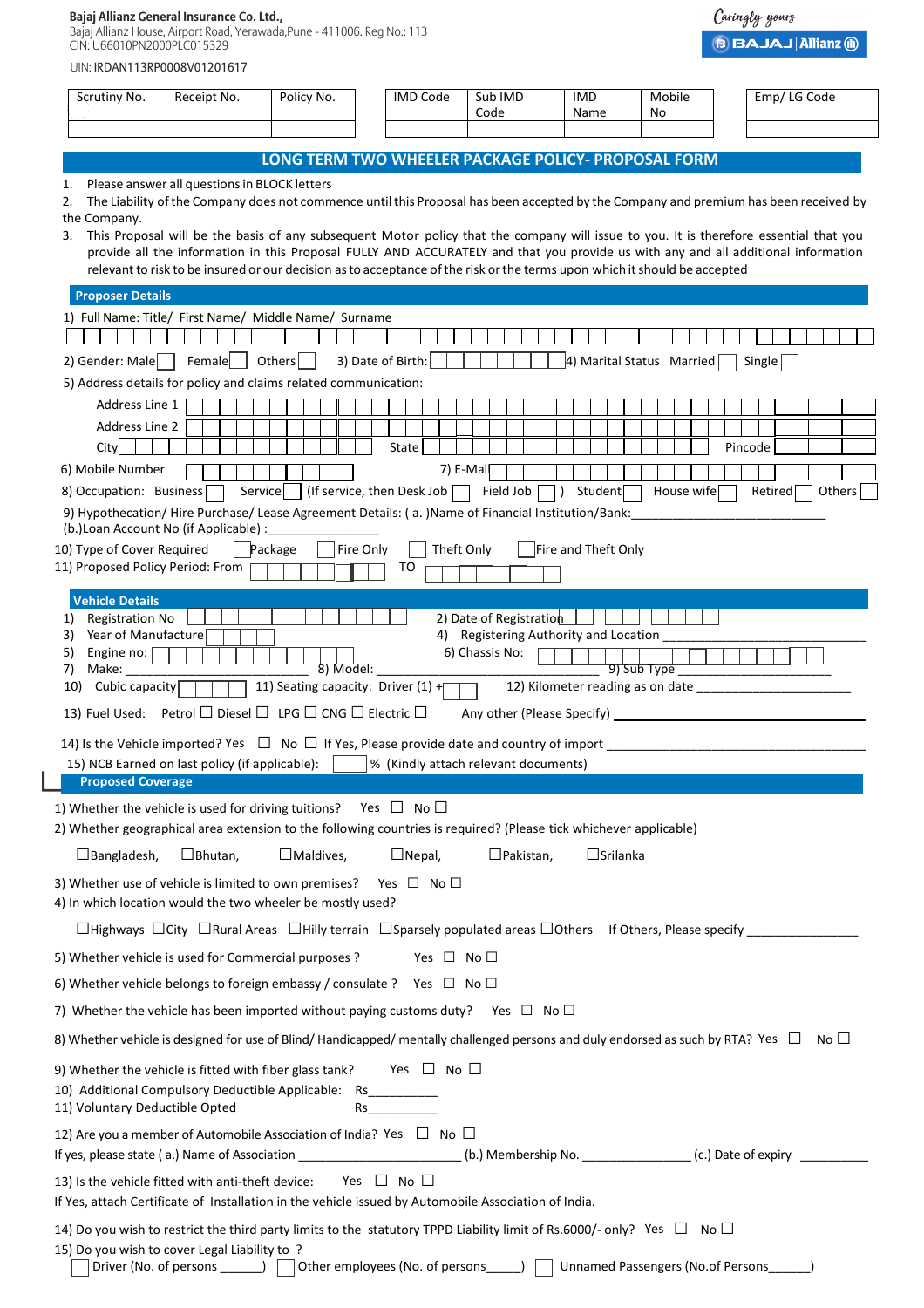**Bajaj Allianz General Insurance Co. Ltd.,**
Bajaj Allianz House, Airport Road, Yerawada,Pune - 411006. Reg No.: 113
CIN: U66010PN2000PLC015329

UIN: IRDAN113RP0008V01201617

Caringly yours
BAJAJ | Allianz

| Scrutiny No. | Receipt No. | Policy No. |
|---|---|---|
| | | |

| IMD Code | Sub IMD Code | IMD Name | Mobile No |
|---|---|---|---|
| | | | |

| Emp/ LG Code |
|---|
| |

## LONG TERM TWO WHEELER PACKAGE POLICY- PROPOSAL FORM

1. Please answer all questions in BLOCK letters
2. The Liability of the Company does not commence until this Proposal has been accepted by the Company and premium has been received by the Company.
3. This Proposal will be the basis of any subsequent Motor policy that the company will issue to you. It is therefore essential that you provide all the information in this Proposal FULLY AND ACCURATELY and that you provide us with any and all additional information relevant to risk to be insured or our decision as to acceptance of the risk or the terms upon which it should be accepted

### Proposer Details

1) Full Name: Title/ First Name/ Middle Name/ Surname

2) Gender: Male ☐ Female ☐ Others ☐ 3) Date of Birth: ☐ 4) Marital Status Married ☐ Single ☐

5) Address details for policy and claims related communication:

Address Line 1

Address Line 2

City State Pincode

6) Mobile Number 7) E-Mail

8) Occupation: Business ☐ Service ☐ (If service, then Desk Job ☐ Field Job ☐ ) Student ☐ House wife ☐ Retired ☐ Others ☐

9) Hypothecation/ Hire Purchase/ Lease Agreement Details: ( a. )Name of Financial Institution/Bank:_____________________________
(b.)Loan Account No (if Applicable) :_______________

10) Type of Cover Required ☐ Package ☐ Fire Only ☐ Theft Only ☐ Fire and Theft Only

11) Proposed Policy Period: From TO

### Vehicle Details

1) Registration No
2) Date of Registration
3) Year of Manufacture
4) Registering Authority and Location ___________________________
5) Engine no:
6) Chassis No:
7) Make: ___________________________
8) Model: ___________________________
9) Sub Type ________________________
10) Cubic capacity
11) Seating capacity: Driver (1) +
12) Kilometer reading as on date ______________________

13) Fuel Used: Petrol ☐ Diesel ☐ LPG ☐ CNG ☐ Electric ☐ Any other (Please Specify) ___________________________

14) Is the Vehicle imported? Yes ☐ No ☐ If Yes, Please provide date and country of import ___________________________

15) NCB Earned on last policy (if applicable): ☐ % (Kindly attach relevant documents)

### Proposed Coverage

1) Whether the vehicle is used for driving tuitions? Yes ☐ No ☐

2) Whether geographical area extension to the following countries is required? (Please tick whichever applicable)

☐Bangladesh, ☐Bhutan, ☐Maldives, ☐Nepal, ☐Pakistan, ☐Srilanka

3) Whether use of vehicle is limited to own premises? Yes ☐ No ☐

4) In which location would the two wheeler be mostly used?

☐Highways ☐City ☐Rural Areas ☐Hilly terrain ☐Sparsely populated areas ☐Others If Others, Please specify ________________

5) Whether vehicle is used for Commercial purposes ? Yes ☐ No ☐

6) Whether vehicle belongs to foreign embassy / consulate ? Yes ☐ No ☐

7) Whether the vehicle has been imported without paying customs duty? Yes ☐ No ☐

8) Whether vehicle is designed for use of Blind/ Handicapped/ mentally challenged persons and duly endorsed as such by RTA? Yes ☐ No ☐

9) Whether the vehicle is fitted with fiber glass tank? Yes ☐ No ☐

10) Additional Compulsory Deductible Applicable: Rs__________

11) Voluntary Deductible Opted Rs__________

12) Are you a member of Automobile Association of India? Yes ☐ No ☐
If yes, please state ( a.) Name of Association ________________________ (b.) Membership No. _______________ (c.) Date of expiry __________

13) Is the vehicle fitted with anti-theft device: Yes ☐ No ☐
If Yes, attach Certificate of Installation in the vehicle issued by Automobile Association of India.

14) Do you wish to restrict the third party limits to the statutory TPPD Liability limit of Rs.6000/- only? Yes ☐ No ☐

15) Do you wish to cover Legal Liability to ?
☐ Driver (No. of persons ______) ☐ Other employees (No. of persons_____) ☐ Unnamed Passengers (No.of Persons______)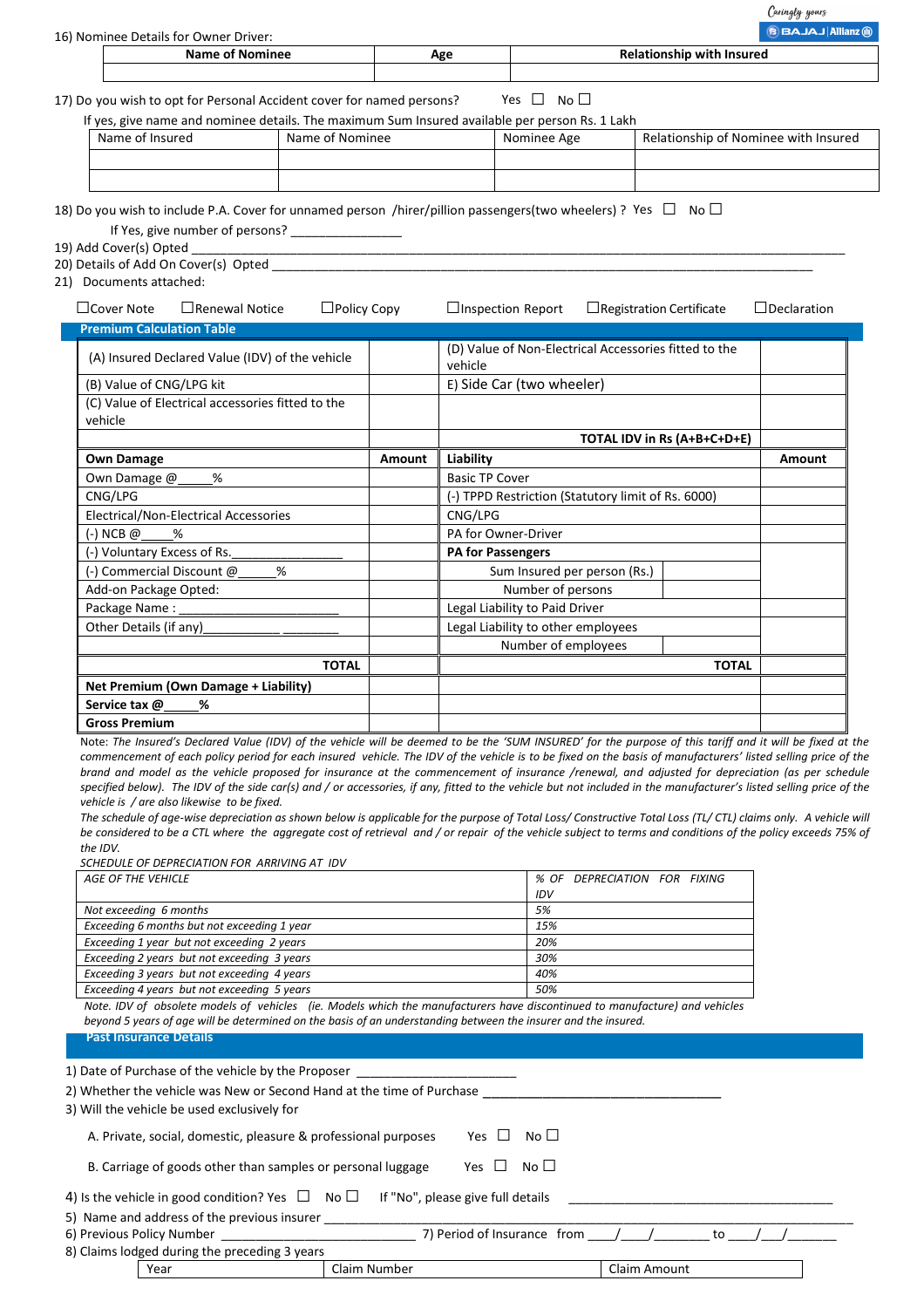16) Nominee Details for Owner Driver:

| Name of Nominee | Age | Relationship with Insured |
|---|---|---|
| | | |

17) Do you wish to opt for Personal Accident cover for named persons? Yes ☐ No ☐

If yes, give name and nominee details. The maximum Sum Insured available per person Rs. 1 Lakh

| Name of Insured | Name of Nominee | Nominee Age | Relationship of Nominee with Insured |
|---|---|---|---|
| | | | |
| | | | |

18) Do you wish to include P.A. Cover for unnamed person /hirer/pillion passengers(two wheelers) ? Yes ☐ No ☐

If Yes, give number of persons? ________________

19) Add Cover(s) Opted ________________________________________________________________________________________________

20) Details of Add On Cover(s) Opted ________________________________________________________________________________

21) Documents attached:

☐Cover Note ☐Renewal Notice ☐Policy Copy ☐Inspection Report ☐Registration Certificate ☐Declaration

## Premium Calculation Table

| | | | |
|---|---|---|---|
| (A) Insured Declared Value (IDV) of the vehicle | | (D) Value of Non-Electrical Accessories fitted to the vehicle | |
| (B) Value of CNG/LPG kit | | E) Side Car (two wheeler) | |
| (C) Value of Electrical accessories fitted to the vehicle | | | |
| | | **TOTAL IDV in Rs (A+B+C+D+E)** | |
| **Own Damage** | **Amount** | **Liability** | **Amount** |
| Own Damage @_____% | | Basic TP Cover | |
| CNG/LPG | | (-) TPPD Restriction (Statutory limit of Rs. 6000) | |
| Electrical/Non-Electrical Accessories | | CNG/LPG | |
| (-) NCB @_____% | | PA for Owner-Driver | |
| (-) Voluntary Excess of Rs.________________ | | **PA for Passengers** | |
| (-) Commercial Discount @______% | | Sum Insured per person (Rs.) | |
| Add-on Package Opted: | | Number of persons | |
| Package Name : ______________________ | | Legal Liability to Paid Driver | |
| Other Details (if any)____________ ________ | | Legal Liability to other employees | |
| | | Number of employees | |
| **TOTAL** | | **TOTAL** | |
| **Net Premium (Own Damage + Liability)** | | | |
| **Service tax @_____%** | | | |
| **Gross Premium** | | | |

Note: *The Insured's Declared Value (IDV) of the vehicle will be deemed to be the 'SUM INSURED' for the purpose of this tariff and it will be fixed at the commencement of each policy period for each insured vehicle. The IDV of the vehicle is to be fixed on the basis of manufacturers' listed selling price of the brand and model as the vehicle proposed for insurance at the commencement of insurance /renewal, and adjusted for depreciation (as per schedule specified below). The IDV of the side car(s) and / or accessories, if any, fitted to the vehicle but not included in the manufacturer's listed selling price of the vehicle is / are also likewise to be fixed.*

*The schedule of age-wise depreciation as shown below is applicable for the purpose of Total Loss/ Constructive Total Loss (TL/ CTL) claims only. A vehicle will be considered to be a CTL where the aggregate cost of retrieval and / or repair of the vehicle subject to terms and conditions of the policy exceeds 75% of the IDV.*

*SCHEDULE OF DEPRECIATION FOR ARRIVING AT IDV*

| *AGE OF THE VEHICLE* | *% OF DEPRECIATION FOR FIXING IDV* |
|---|---|
| *Not exceeding 6 months* | *5%* |
| *Exceeding 6 months but not exceeding 1 year* | *15%* |
| *Exceeding 1 year but not exceeding 2 years* | *20%* |
| *Exceeding 2 years but not exceeding 3 years* | *30%* |
| *Exceeding 3 years but not exceeding 4 years* | *40%* |
| *Exceeding 4 years but not exceeding 5 years* | *50%* |

*Note. IDV of obsolete models of vehicles (ie. Models which the manufacturers have discontinued to manufacture) and vehicles beyond 5 years of age will be determined on the basis of an understanding between the insurer and the insured.*

## Past Insurance Details

1) Date of Purchase of the vehicle by the Proposer ______________________

2) Whether the vehicle was New or Second Hand at the time of Purchase __________________________________

3) Will the vehicle be used exclusively for

A. Private, social, domestic, pleasure & professional purposes Yes ☐ No ☐

B. Carriage of goods other than samples or personal luggage Yes ☐ No ☐

4) Is the vehicle in good condition? Yes ☐ No ☐ If "No", please give full details ____________________________________

5) Name and address of the previous insurer ____________________________________________________________________

6) Previous Policy Number ____________________________ 7) Period of Insurance from ____/____/________ to ____/___/_______

8) Claims lodged during the preceding 3 years

| Year | Claim Number | Claim Amount |
|---|---|---|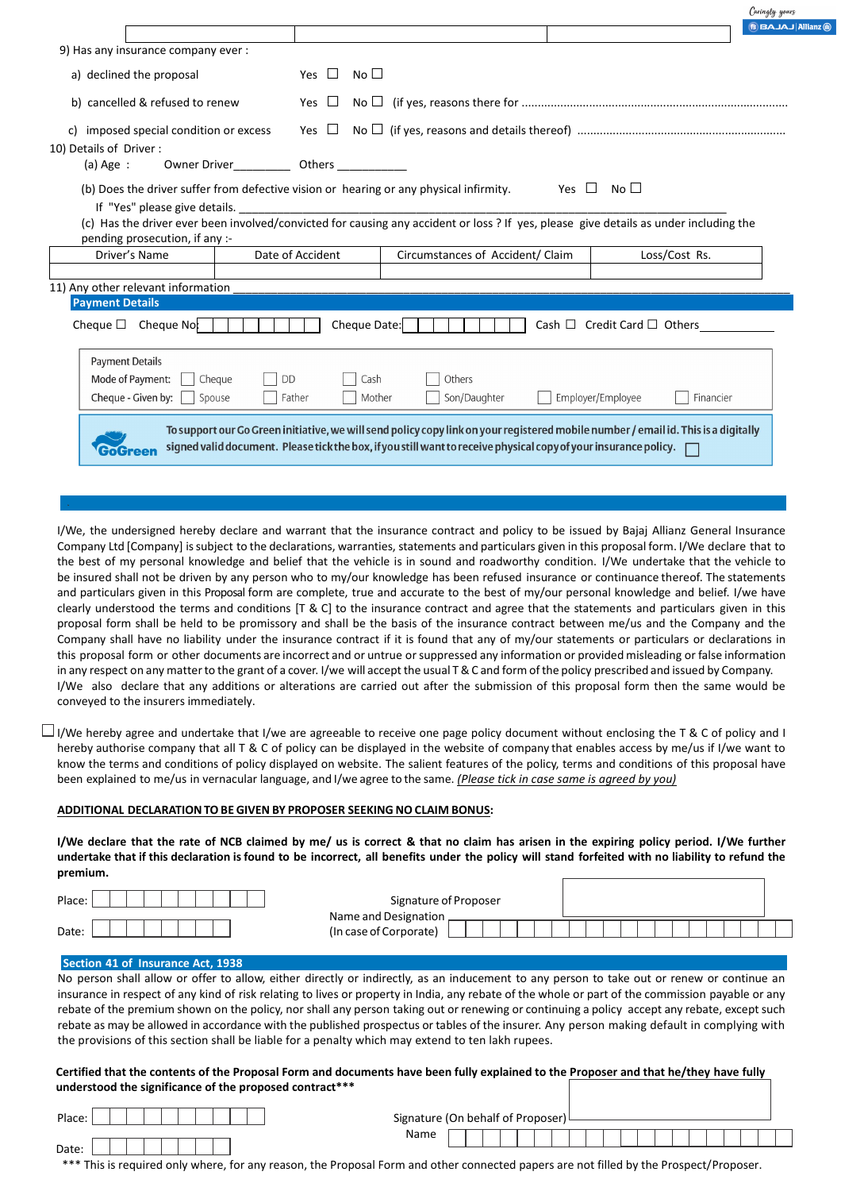| | | |
|---|---|---|
| | | |

9) Has any insurance company ever :

a) declined the proposal Yes ☐ No ☐

b) cancelled & refused to renew Yes ☐ No ☐ (if yes, reasons there for ..........................................................................................

c) imposed special condition or excess Yes ☐ No ☐ (if yes, reasons and details thereof) ..................................................................

10) Details of Driver :

(a) Age : Owner Driver__________ Others ___________

(b) Does the driver suffer from defective vision or hearing or any physical infirmity. Yes ☐ No ☐

If "Yes" please give details. ________________________________________________________________

(c) Has the driver ever been involved/convicted for causing any accident or loss ? If yes, please give details as under including the pending prosecution, if any :-

| Driver's Name | Date of Accident | Circumstances of Accident/ Claim | Loss/Cost Rs. |
|---|---|---|---|
| | | | |

11) Any other relevant information ________________________________________________________________

**Payment Details**

Cheque ☐ Cheque No: Cheque Date: Cash ☐ Credit Card ☐ Others__________

Payment Details

Mode of Payment: ☐ Cheque ☐ DD ☐ Cash ☐ Others

Cheque - Given by: ☐ Spouse ☐ Father ☐ Mother ☐ Son/Daughter ☐ Employer/Employee ☐ Financier

GoGreen To support our Go Green initiative, we will send policy copy link on your registered mobile number / email id. This is a digitally signed valid document. Please tick the box, if you still want to receive physical copy of your insurance policy. ☐

I/We, the undersigned hereby declare and warrant that the insurance contract and policy to be issued by Bajaj Allianz General Insurance Company Ltd [Company] is subject to the declarations, warranties, statements and particulars given in this proposal form. I/We declare that to the best of my personal knowledge and belief that the vehicle is in sound and roadworthy condition. I/We undertake that the vehicle to be insured shall not be driven by any person who to my/our knowledge has been refused insurance or continuance thereof. The statements and particulars given in this Proposal form are complete, true and accurate to the best of my/our personal knowledge and belief. I/we have clearly understood the terms and conditions [T & C] to the insurance contract and agree that the statements and particulars given in this proposal form shall be held to be promissory and shall be the basis of the insurance contract between me/us and the Company and the Company shall have no liability under the insurance contract if it is found that any of my/our statements or particulars or declarations in this proposal form or other documents are incorrect and or untrue or suppressed any information or provided misleading or false information in any respect on any matter to the grant of a cover. I/we will accept the usual T & C and form of the policy prescribed and issued by Company. I/We also declare that any additions or alterations are carried out after the submission of this proposal form then the same would be conveyed to the insurers immediately.

☐ I/We hereby agree and undertake that I/we are agreeable to receive one page policy document without enclosing the T & C of policy and I hereby authorise company that all T & C of policy can be displayed in the website of company that enables access by me/us if I/we want to know the terms and conditions of policy displayed on website. The salient features of the policy, terms and conditions of this proposal have been explained to me/us in vernacular language, and I/we agree to the same. *(Please tick in case same is agreed by you)*

**ADDITIONAL DECLARATION TO BE GIVEN BY PROPOSER SEEKING NO CLAIM BONUS:**

**I/We declare that the rate of NCB claimed by me/ us is correct & that no claim has arisen in the expiring policy period. I/We further undertake that if this declaration is found to be incorrect, all benefits under the policy will stand forfeited with no liability to refund the premium.**

Place: Signature of Proposer

Name and Designation

Date: (In case of Corporate)

**Section 41 of Insurance Act, 1938**

No person shall allow or offer to allow, either directly or indirectly, as an inducement to any person to take out or renew or continue an insurance in respect of any kind of risk relating to lives or property in India, any rebate of the whole or part of the commission payable or any rebate of the premium shown on the policy, nor shall any person taking out or renewing or continuing a policy accept any rebate, except such rebate as may be allowed in accordance with the published prospectus or tables of the insurer. Any person making default in complying with the provisions of this section shall be liable for a penalty which may extend to ten lakh rupees.

**Certified that the contents of the Proposal Form and documents have been fully explained to the Proposer and that he/they have fully understood the significance of the proposed contract*****

Place: Signature (On behalf of Proposer)

Name

Date:

*** This is required only where, for any reason, the Proposal Form and other connected papers are not filled by the Prospect/Proposer.